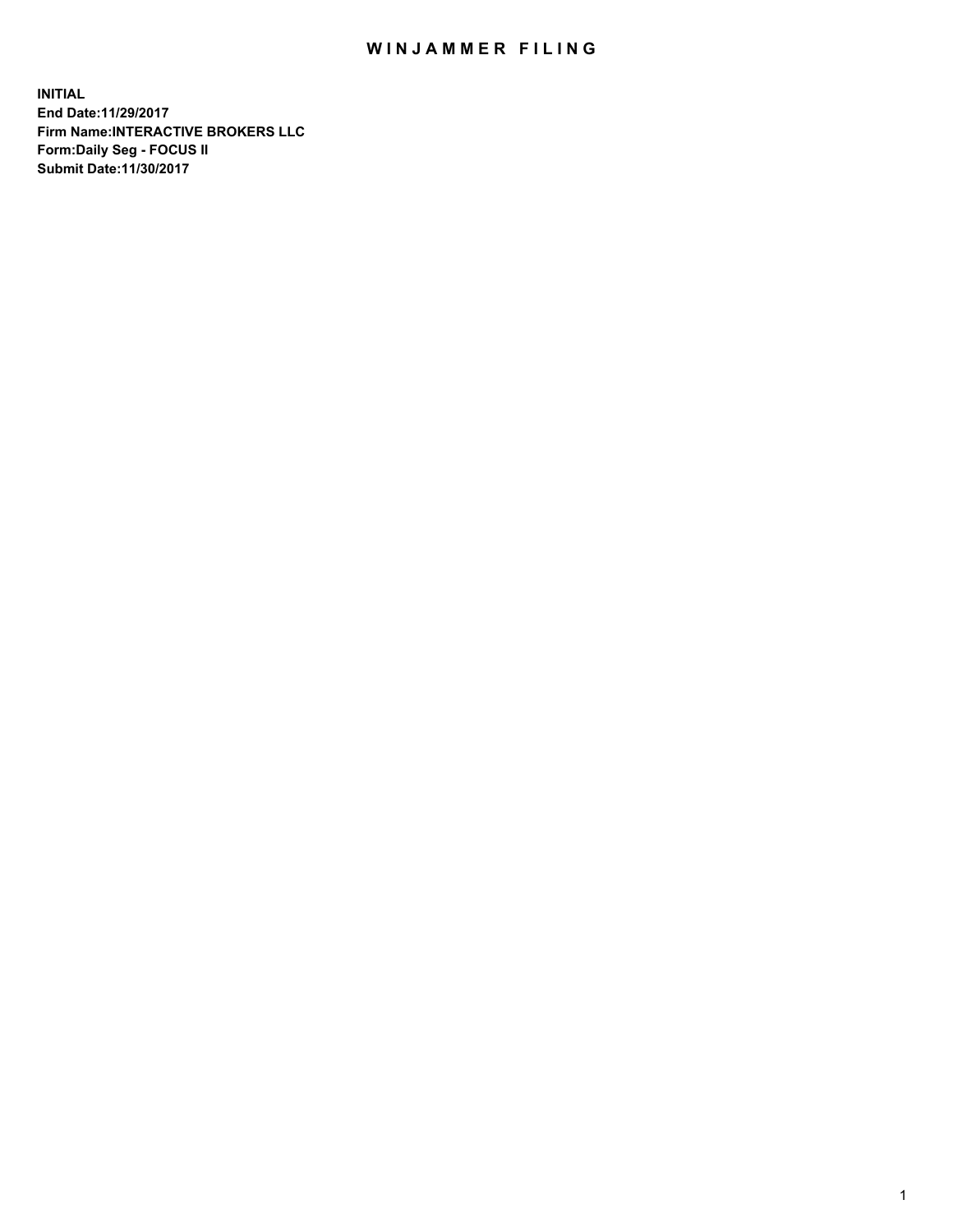# WINJAMMER FILING

**INITIAL**
**End Date:11/29/2017**
**Firm Name:INTERACTIVE BROKERS LLC**
**Form:Daily Seg - FOCUS II**
**Submit Date:11/30/2017**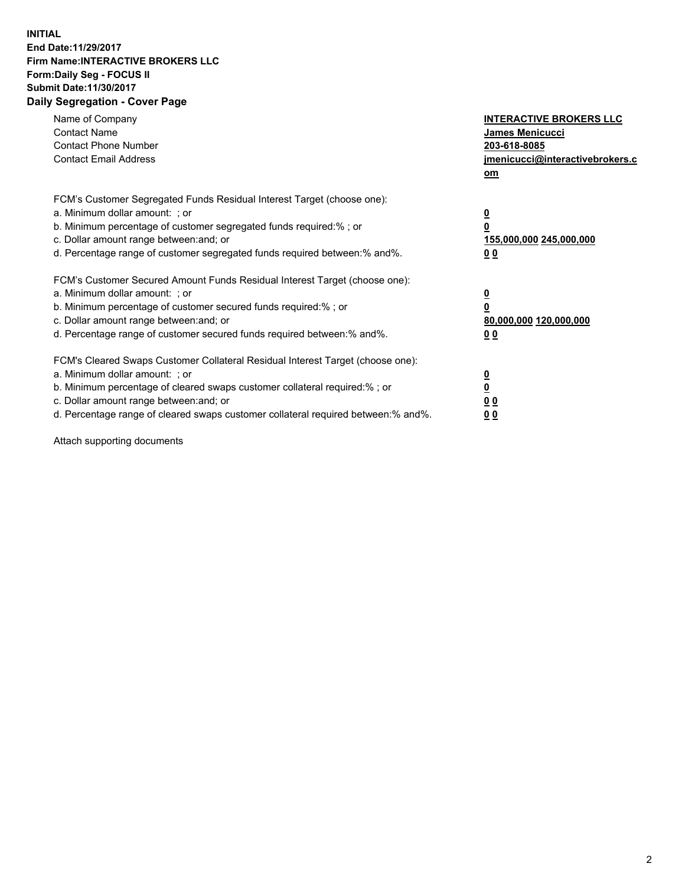**INITIAL**
**End Date:11/29/2017**
**Firm Name:INTERACTIVE BROKERS LLC**
**Form:Daily Seg - FOCUS II**
**Submit Date:11/30/2017**
**Daily Segregation - Cover Page**

| | |
|---|---|
| Name of Company | **INTERACTIVE BROKERS LLC** |
| Contact Name | **James Menicucci** |
| Contact Phone Number | **203-618-8085** |
| Contact Email Address | **jmenicucci@interactivebrokers.com** |

FCM's Customer Segregated Funds Residual Interest Target (choose one):

| | |
|---|---|
| a. Minimum dollar amount: ; or | **0** |
| b. Minimum percentage of customer segregated funds required:% ; or | **0** |
| c. Dollar amount range between:and; or | **155,000,000 245,000,000** |
| d. Percentage range of customer segregated funds required between:% and%. | **0 0** |

FCM's Customer Secured Amount Funds Residual Interest Target (choose one):

| | |
|---|---|
| a. Minimum dollar amount: ; or | **0** |
| b. Minimum percentage of customer secured funds required:% ; or | **0** |
| c. Dollar amount range between:and; or | **80,000,000 120,000,000** |
| d. Percentage range of customer secured funds required between:% and%. | **0 0** |

FCM's Cleared Swaps Customer Collateral Residual Interest Target (choose one):

| | |
|---|---|
| a. Minimum dollar amount: ; or | **0** |
| b. Minimum percentage of cleared swaps customer collateral required:% ; or | **0** |
| c. Dollar amount range between:and; or | **0 0** |
| d. Percentage range of cleared swaps customer collateral required between:% and%. | **0 0** |

Attach supporting documents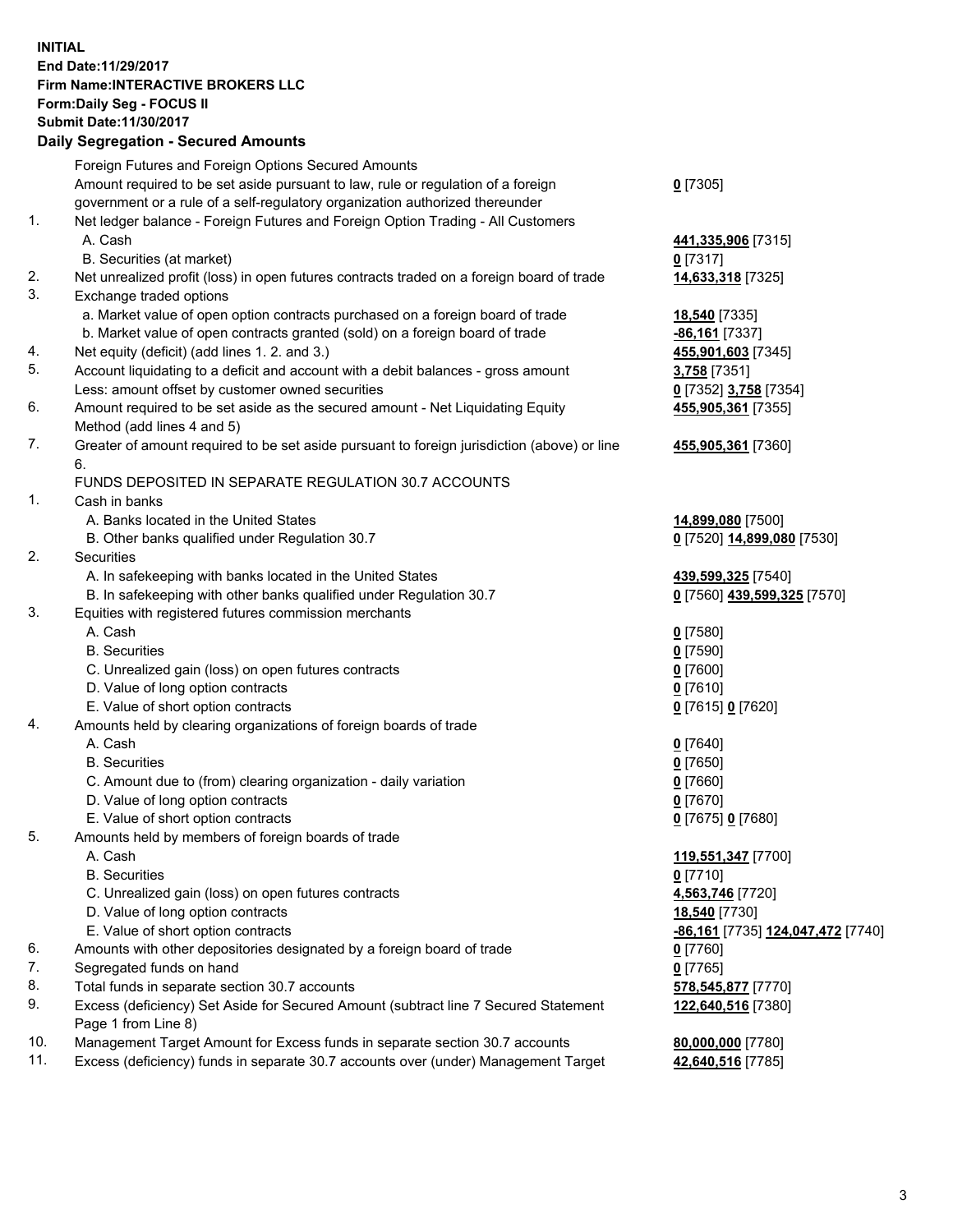**INITIAL**
**End Date:11/29/2017**
**Firm Name:INTERACTIVE BROKERS LLC**
**Form:Daily Seg - FOCUS II**
**Submit Date:11/30/2017**

## Daily Segregation - Secured Amounts

| | | |
|---|---|---|
| | Foreign Futures and Foreign Options Secured Amounts | |
| | Amount required to be set aside pursuant to law, rule or regulation of a foreign government or a rule of a self-regulatory organization authorized thereunder | **0** [7305] |
| 1. | Net ledger balance - Foreign Futures and Foreign Option Trading - All Customers | |
| | A. Cash | **441,335,906** [7315] |
| | B. Securities (at market) | **0** [7317] |
| 2. | Net unrealized profit (loss) in open futures contracts traded on a foreign board of trade | **14,633,318** [7325] |
| 3. | Exchange traded options | |
| | a. Market value of open option contracts purchased on a foreign board of trade | **18,540** [7335] |
| | b. Market value of open contracts granted (sold) on a foreign board of trade | **-86,161** [7337] |
| 4. | Net equity (deficit) (add lines 1. 2. and 3.) | **455,901,603** [7345] |
| 5. | Account liquidating to a deficit and account with a debit balances - gross amount | **3,758** [7351] |
| | Less: amount offset by customer owned securities | **0** [7352] **3,758** [7354] |
| 6. | Amount required to be set aside as the secured amount - Net Liquidating Equity Method (add lines 4 and 5) | **455,905,361** [7355] |
| 7. | Greater of amount required to be set aside pursuant to foreign jurisdiction (above) or line 6. | **455,905,361** [7360] |
| | FUNDS DEPOSITED IN SEPARATE REGULATION 30.7 ACCOUNTS | |
| 1. | Cash in banks | |
| | A. Banks located in the United States | **14,899,080** [7500] |
| | B. Other banks qualified under Regulation 30.7 | **0** [7520] **14,899,080** [7530] |
| 2. | Securities | |
| | A. In safekeeping with banks located in the United States | **439,599,325** [7540] |
| | B. In safekeeping with other banks qualified under Regulation 30.7 | **0** [7560] **439,599,325** [7570] |
| 3. | Equities with registered futures commission merchants | |
| | A. Cash | **0** [7580] |
| | B. Securities | **0** [7590] |
| | C. Unrealized gain (loss) on open futures contracts | **0** [7600] |
| | D. Value of long option contracts | **0** [7610] |
| | E. Value of short option contracts | **0** [7615] **0** [7620] |
| 4. | Amounts held by clearing organizations of foreign boards of trade | |
| | A. Cash | **0** [7640] |
| | B. Securities | **0** [7650] |
| | C. Amount due to (from) clearing organization - daily variation | **0** [7660] |
| | D. Value of long option contracts | **0** [7670] |
| | E. Value of short option contracts | **0** [7675] **0** [7680] |
| 5. | Amounts held by members of foreign boards of trade | |
| | A. Cash | **119,551,347** [7700] |
| | B. Securities | **0** [7710] |
| | C. Unrealized gain (loss) on open futures contracts | **4,563,746** [7720] |
| | D. Value of long option contracts | **18,540** [7730] |
| | E. Value of short option contracts | **-86,161** [7735] **124,047,472** [7740] |
| 6. | Amounts with other depositories designated by a foreign board of trade | **0** [7760] |
| 7. | Segregated funds on hand | **0** [7765] |
| 8. | Total funds in separate section 30.7 accounts | **578,545,877** [7770] |
| 9. | Excess (deficiency) Set Aside for Secured Amount (subtract line 7 Secured Statement Page 1 from Line 8) | **122,640,516** [7380] |
| 10. | Management Target Amount for Excess funds in separate section 30.7 accounts | **80,000,000** [7780] |
| 11. | Excess (deficiency) funds in separate 30.7 accounts over (under) Management Target | **42,640,516** [7785] |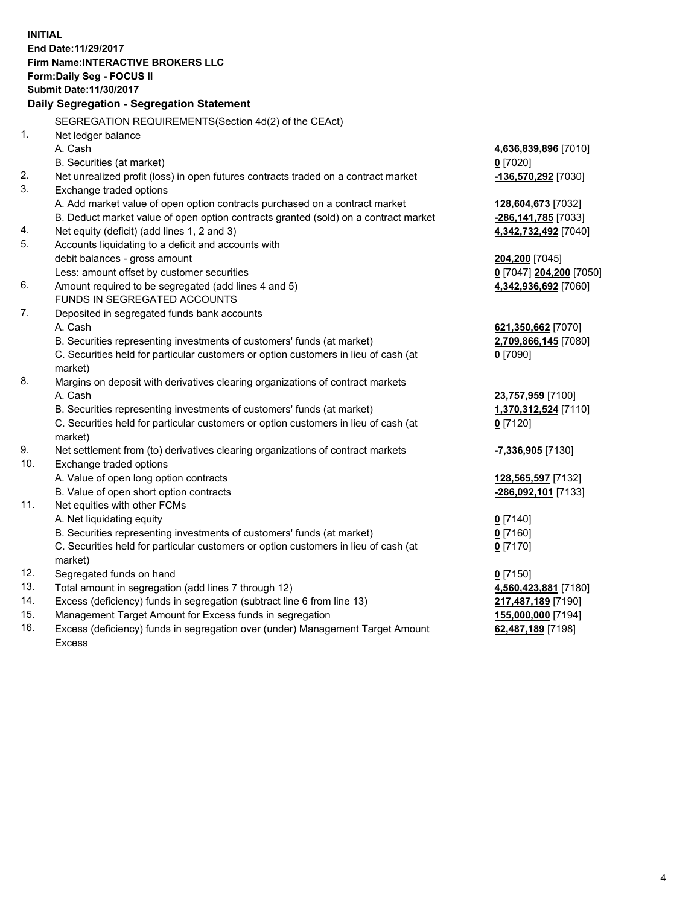**INITIAL**
**End Date:11/29/2017**
**Firm Name:INTERACTIVE BROKERS LLC**
**Form:Daily Seg - FOCUS II**
**Submit Date:11/30/2017**

### Daily Segregation - Segregation Statement

SEGREGATION REQUIREMENTS(Section 4d(2) of the CEAct)

| | | |
|---|---|---|
| 1. | Net ledger balance | |
| | A. Cash | **4,636,839,896** [7010] |
| | B. Securities (at market) | **0** [7020] |
| 2. | Net unrealized profit (loss) in open futures contracts traded on a contract market | **-136,570,292** [7030] |
| 3. | Exchange traded options | |
| | A. Add market value of open option contracts purchased on a contract market | **128,604,673** [7032] |
| | B. Deduct market value of open option contracts granted (sold) on a contract market | **-286,141,785** [7033] |
| 4. | Net equity (deficit) (add lines 1, 2 and 3) | **4,342,732,492** [7040] |
| 5. | Accounts liquidating to a deficit and accounts with debit balances - gross amount | **204,200** [7045] |
| | Less: amount offset by customer securities | **0** [7047] **204,200** [7050] |
| 6. | Amount required to be segregated (add lines 4 and 5) | **4,342,936,692** [7060] |
| | FUNDS IN SEGREGATED ACCOUNTS | |
| 7. | Deposited in segregated funds bank accounts | |
| | A. Cash | **621,350,662** [7070] |
| | B. Securities representing investments of customers' funds (at market) | **2,709,866,145** [7080] |
| | C. Securities held for particular customers or option customers in lieu of cash (at market) | **0** [7090] |
| 8. | Margins on deposit with derivatives clearing organizations of contract markets | |
| | A. Cash | **23,757,959** [7100] |
| | B. Securities representing investments of customers' funds (at market) | **1,370,312,524** [7110] |
| | C. Securities held for particular customers or option customers in lieu of cash (at market) | **0** [7120] |
| 9. | Net settlement from (to) derivatives clearing organizations of contract markets | **-7,336,905** [7130] |
| 10. | Exchange traded options | |
| | A. Value of open long option contracts | **128,565,597** [7132] |
| | B. Value of open short option contracts | **-286,092,101** [7133] |
| 11. | Net equities with other FCMs | |
| | A. Net liquidating equity | **0** [7140] |
| | B. Securities representing investments of customers' funds (at market) | **0** [7160] |
| | C. Securities held for particular customers or option customers in lieu of cash (at market) | **0** [7170] |
| 12. | Segregated funds on hand | **0** [7150] |
| 13. | Total amount in segregation (add lines 7 through 12) | **4,560,423,881** [7180] |
| 14. | Excess (deficiency) funds in segregation (subtract line 6 from line 13) | **217,487,189** [7190] |
| 15. | Management Target Amount for Excess funds in segregation | **155,000,000** [7194] |
| 16. | Excess (deficiency) funds in segregation over (under) Management Target Amount Excess | **62,487,189** [7198] |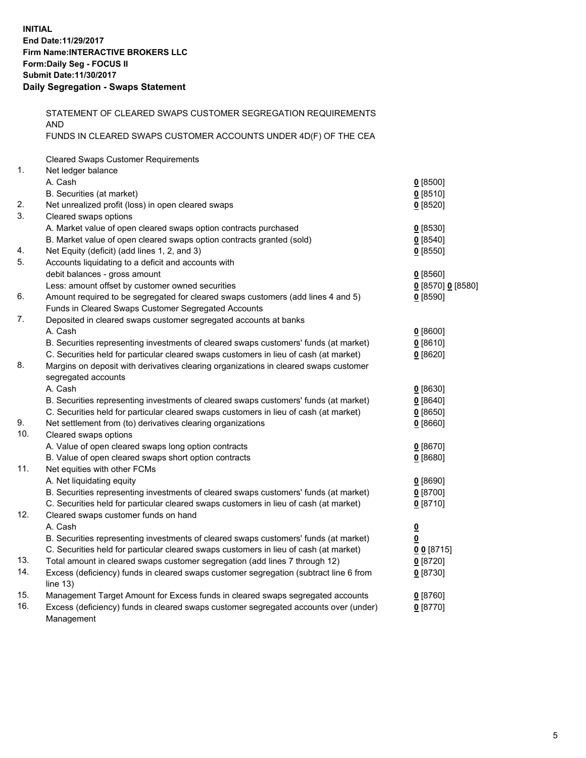**INITIAL**
**End Date:11/29/2017**
**Firm Name:INTERACTIVE BROKERS LLC**
**Form:Daily Seg - FOCUS II**
**Submit Date:11/30/2017**
**Daily Segregation - Swaps Statement**

STATEMENT OF CLEARED SWAPS CUSTOMER SEGREGATION REQUIREMENTS
AND
FUNDS IN CLEARED SWAPS CUSTOMER ACCOUNTS UNDER 4D(F) OF THE CEA

| | | |
|---|---|---|
| | Cleared Swaps Customer Requirements | |
| 1. | Net ledger balance | |
| | A. Cash | 0 [8500] |
| | B. Securities (at market) | 0 [8510] |
| 2. | Net unrealized profit (loss) in open cleared swaps | 0 [8520] |
| 3. | Cleared swaps options | |
| | A. Market value of open cleared swaps option contracts purchased | 0 [8530] |
| | B. Market value of open cleared swaps option contracts granted (sold) | 0 [8540] |
| 4. | Net Equity (deficit) (add lines 1, 2, and 3) | 0 [8550] |
| 5. | Accounts liquidating to a deficit and accounts with | |
| | debit balances - gross amount | 0 [8560] |
| | Less: amount offset by customer owned securities | 0 [8570] 0 [8580] |
| 6. | Amount required to be segregated for cleared swaps customers (add lines 4 and 5) | 0 [8590] |
| | Funds in Cleared Swaps Customer Segregated Accounts | |
| 7. | Deposited in cleared swaps customer segregated accounts at banks | |
| | A. Cash | 0 [8600] |
| | B. Securities representing investments of cleared swaps customers' funds (at market) | 0 [8610] |
| | C. Securities held for particular cleared swaps customers in lieu of cash (at market) | 0 [8620] |
| 8. | Margins on deposit with derivatives clearing organizations in cleared swaps customer segregated accounts | |
| | A. Cash | 0 [8630] |
| | B. Securities representing investments of cleared swaps customers' funds (at market) | 0 [8640] |
| | C. Securities held for particular cleared swaps customers in lieu of cash (at market) | 0 [8650] |
| 9. | Net settlement from (to) derivatives clearing organizations | 0 [8660] |
| 10. | Cleared swaps options | |
| | A. Value of open cleared swaps long option contracts | 0 [8670] |
| | B. Value of open cleared swaps short option contracts | 0 [8680] |
| 11. | Net equities with other FCMs | |
| | A. Net liquidating equity | 0 [8690] |
| | B. Securities representing investments of cleared swaps customers' funds (at market) | 0 [8700] |
| | C. Securities held for particular cleared swaps customers in lieu of cash (at market) | 0 [8710] |
| 12. | Cleared swaps customer funds on hand | |
| | A. Cash | 0 |
| | B. Securities representing investments of cleared swaps customers' funds (at market) | 0 |
| | C. Securities held for particular cleared swaps customers in lieu of cash (at market) | 0 0 [8715] |
| 13. | Total amount in cleared swaps customer segregation (add lines 7 through 12) | 0 [8720] |
| 14. | Excess (deficiency) funds in cleared swaps customer segregation (subtract line 6 from line 13) | 0 [8730] |
| 15. | Management Target Amount for Excess funds in cleared swaps segregated accounts | 0 [8760] |
| 16. | Excess (deficiency) funds in cleared swaps customer segregated accounts over (under) Management | 0 [8770] |